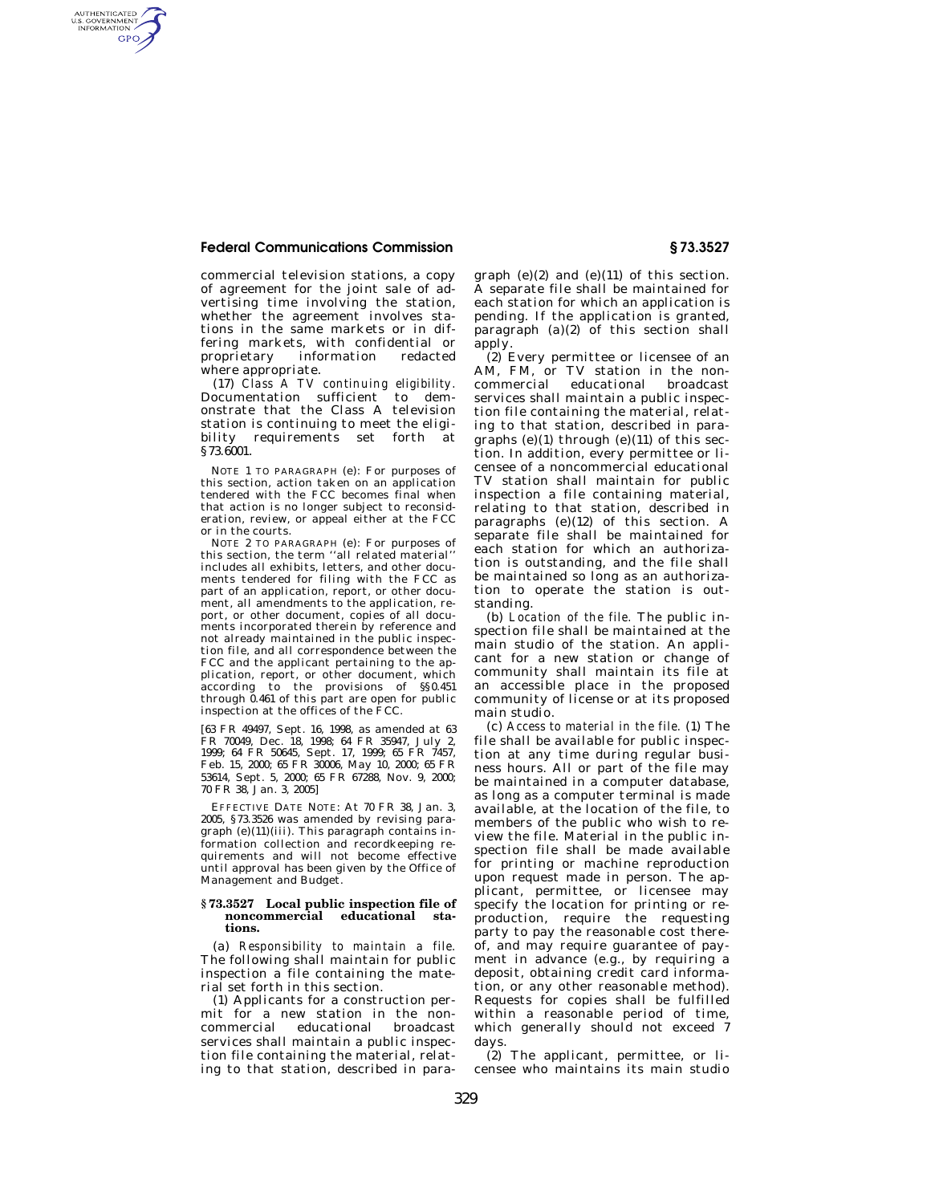commercial television stations, a copy of agreement for the joint sale of advertising time involving the station, whether the agreement involves stations in the same markets or in differing markets, with confidential or proprietary information redacted where appropriate.

(17) *Class A TV continuing eligibility.* Documentation sufficient to demonstrate that the Class A television station is continuing to meet the eligibility requirements set forth at §73.6001.

NOTE 1 TO PARAGRAPH (e): For purposes of this section, action taken on an application tendered with the FCC becomes final when that action is no longer subject to reconsideration, review, or appeal either at the FCC or in the courts.

NOTE 2 TO PARAGRAPH (e): For purposes of this section, the term ''all related material'' includes all exhibits, letters, and other documents tendered for filing with the FCC as part of an application, report, or other document, all amendments to the application, report, or other document, copies of all documents incorporated therein by reference and not already maintained in the public inspection file, and all correspondence between the FCC and the applicant pertaining to the application, report, or other document, which according to the provisions of §§0.451 through 0.461 of this part are open for public inspection at the offices of the FCC.

[63 FR 49497, Sept. 16, 1998, as amended at 63 FR 70049, Dec. 18, 1998; 64 FR 35947, July 2, 1999; 64 FR 50645, Sept. 17, 1999; 65 FR 7457, Feb. 15, 2000; 65 FR 30006, May 10, 2000; 65 FR 53614, Sept. 5, 2000; 65 FR 67288, Nov. 9, 2000; 70 FR 38, Jan. 3, 2005]

EFFECTIVE DATE NOTE: At 70 FR 38, Jan. 3, 2005, §73.3526 was amended by revising paragraph (e)(11)(iii). This paragraph contains information collection and recordkeeping requirements and will not become effective until approval has been given by the Office of Management and Budget.

## §73.3527 Local public inspection file of noncommercial educational stations.

(a) *Responsibility to maintain a file.* The following shall maintain for public inspection a file containing the material set forth in this section.

(1) Applicants for a construction permit for a new station in the noncommercial educational broadcast services shall maintain a public inspection file containing the material, relating to that station, described in paragraph (e)(2) and (e)(11) of this section. A separate file shall be maintained for each station for which an application is pending. If the application is granted, paragraph (a)(2) of this section shall apply.

(2) Every permittee or licensee of an AM, FM, or TV station in the noncommercial educational broadcast services shall maintain a public inspection file containing the material, relating to that station, described in paragraphs (e)(1) through (e)(11) of this section. In addition, every permittee or licensee of a noncommercial educational TV station shall maintain for public inspection a file containing material, relating to that station, described in paragraphs (e)(12) of this section. A separate file shall be maintained for each station for which an authorization is outstanding, and the file shall be maintained so long as an authorization to operate the station is outstanding.

(b) *Location of the file.* The public inspection file shall be maintained at the main studio of the station. An applicant for a new station or change of community shall maintain its file at an accessible place in the proposed community of license or at its proposed main studio.

(c) *Access to material in the file.* (1) The file shall be available for public inspection at any time during regular business hours. All or part of the file may be maintained in a computer database, as long as a computer terminal is made available, at the location of the file, to members of the public who wish to review the file. Material in the public inspection file shall be made available for printing or machine reproduction upon request made in person. The applicant, permittee, or licensee may specify the location for printing or reproduction, require the requesting party to pay the reasonable cost thereof, and may require guarantee of payment in advance (e.g., by requiring a deposit, obtaining credit card information, or any other reasonable method). Requests for copies shall be fulfilled within a reasonable period of time, which generally should not exceed 7 days.

(2) The applicant, permittee, or licensee who maintains its main studio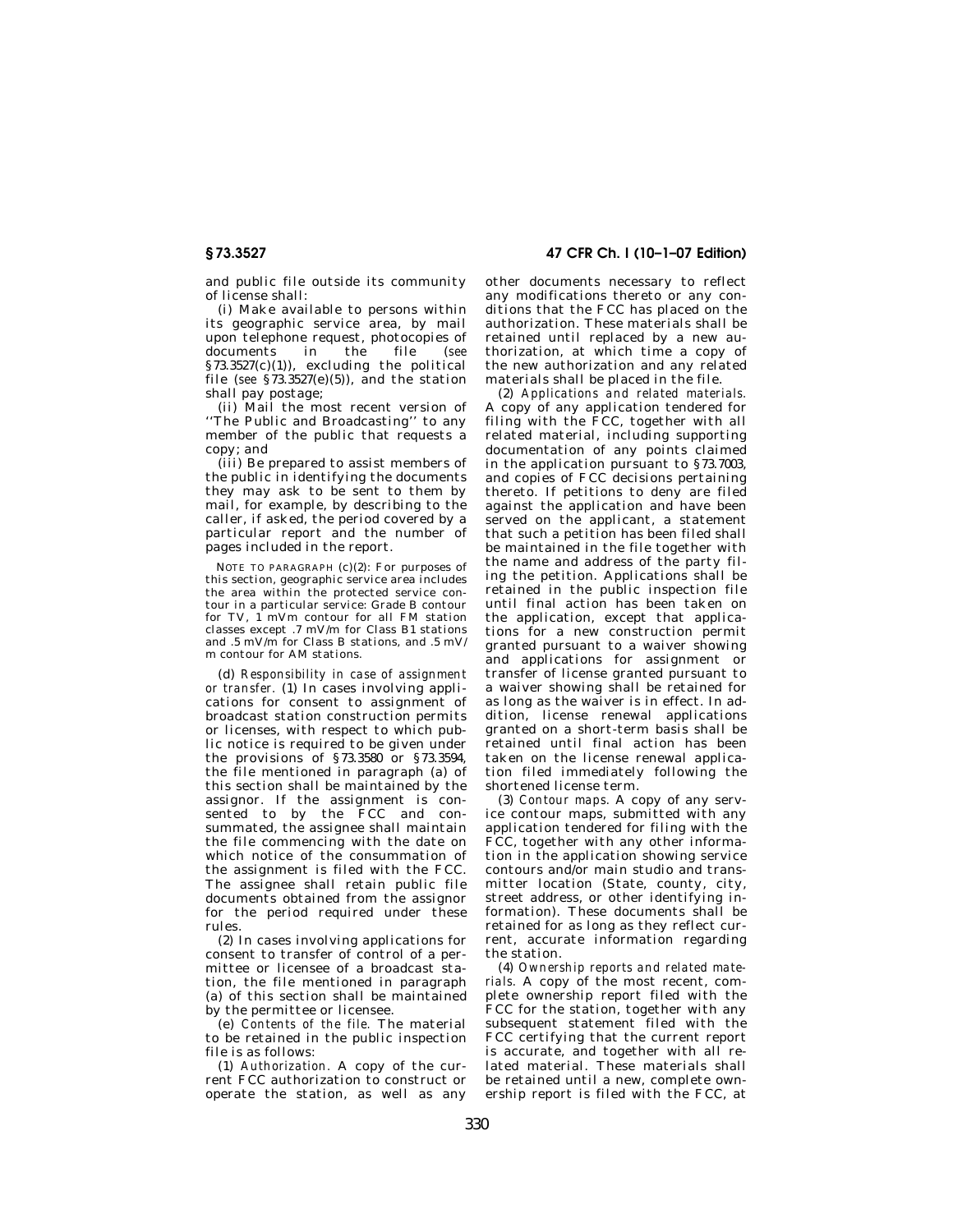and public file outside its community of license shall:

(i) Make available to persons within its geographic service area, by mail upon telephone request, photocopies of documents in the file (*see* §73.3527(c)(1)), excluding the political file (*see* §73.3527(e)(5)), and the station shall pay postage;

(ii) Mail the most recent version of ''The Public and Broadcasting'' to any member of the public that requests a copy; and

(iii) Be prepared to assist members of the public in identifying the documents they may ask to be sent to them by mail, for example, by describing to the caller, if asked, the period covered by a particular report and the number of pages included in the report.

NOTE TO PARAGRAPH (c)(2): For purposes of this section, geographic service area includes the area within the protected service contour in a particular service: Grade B contour for TV, 1 mVm contour for all FM station classes except .7 mV/m for Class B1 stations and .5 mV/m for Class B stations, and .5 mV/m contour for AM stations.

(d) *Responsibility in case of assignment or transfer.* (1) In cases involving applications for consent to assignment of broadcast station construction permits or licenses, with respect to which public notice is required to be given under the provisions of §73.3580 or §73.3594, the file mentioned in paragraph (a) of this section shall be maintained by the assignor. If the assignment is consented to by the FCC and consummated, the assignee shall maintain the file commencing with the date on which notice of the consummation of the assignment is filed with the FCC. The assignee shall retain public file documents obtained from the assignor for the period required under these rules.

(2) In cases involving applications for consent to transfer of control of a permittee or licensee of a broadcast station, the file mentioned in paragraph (a) of this section shall be maintained by the permittee or licensee.

(e) *Contents of the file.* The material to be retained in the public inspection file is as follows:

(1) *Authorization.* A copy of the current FCC authorization to construct or operate the station, as well as any other documents necessary to reflect any modifications thereto or any conditions that the FCC has placed on the authorization. These materials shall be retained until replaced by a new authorization, at which time a copy of the new authorization and any related materials shall be placed in the file.

(2) *Applications and related materials.* A copy of any application tendered for filing with the FCC, together with all related material, including supporting documentation of any points claimed in the application pursuant to §73.7003, and copies of FCC decisions pertaining thereto. If petitions to deny are filed against the application and have been served on the applicant, a statement that such a petition has been filed shall be maintained in the file together with the name and address of the party filing the petition. Applications shall be retained in the public inspection file until final action has been taken on the application, except that applications for a new construction permit granted pursuant to a waiver showing and applications for assignment or transfer of license granted pursuant to a waiver showing shall be retained for as long as the waiver is in effect. In addition, license renewal applications granted on a short-term basis shall be retained until final action has been taken on the license renewal application filed immediately following the shortened license term.

(3) *Contour maps.* A copy of any service contour maps, submitted with any application tendered for filing with the FCC, together with any other information in the application showing service contours and/or main studio and transmitter location (State, county, city, street address, or other identifying information). These documents shall be retained for as long as they reflect current, accurate information regarding the station.

(4) *Ownership reports and related materials.* A copy of the most recent, complete ownership report filed with the FCC for the station, together with any subsequent statement filed with the FCC certifying that the current report is accurate, and together with all related material. These materials shall be retained until a new, complete ownership report is filed with the FCC, at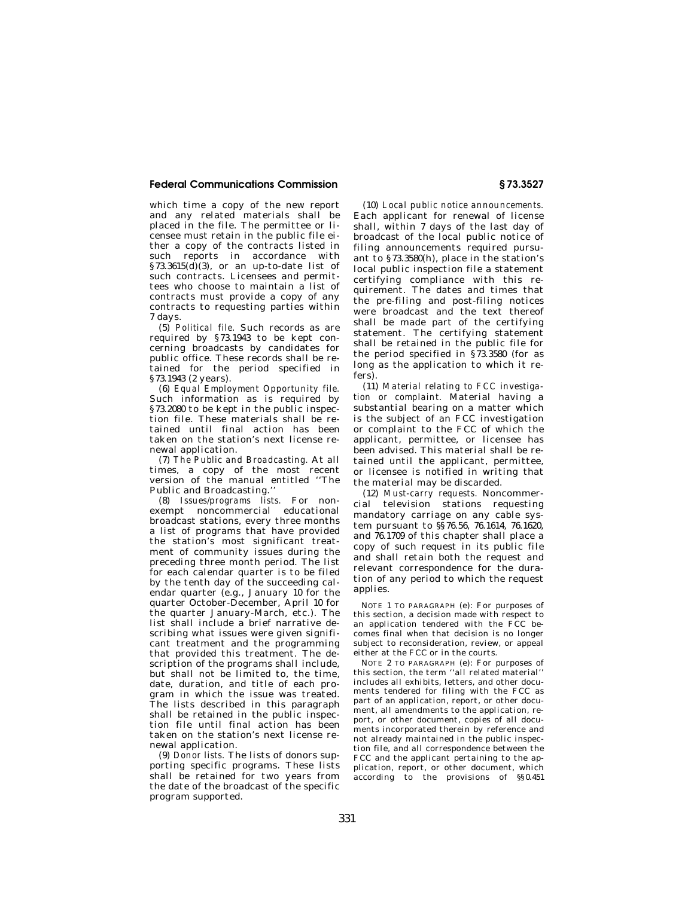which time a copy of the new report and any related materials shall be placed in the file. The permittee or licensee must retain in the public file either a copy of the contracts listed in such reports in accordance with §73.3615(d)(3), or an up-to-date list of such contracts. Licensees and permittees who choose to maintain a list of contracts must provide a copy of any contracts to requesting parties within 7 days.

(5) *Political file.* Such records as are required by §73.1943 to be kept concerning broadcasts by candidates for public office. These records shall be retained for the period specified in §73.1943 (2 years).

(6) *Equal Employment Opportunity file.* Such information as is required by §73.2080 to be kept in the public inspection file. These materials shall be retained until final action has been taken on the station's next license renewal application.

(7) *The Public and Broadcasting.* At all times, a copy of the most recent version of the manual entitled ''The Public and Broadcasting.''

(8) *Issues/programs lists.* For nonexempt noncommercial educational broadcast stations, every three months a list of programs that have provided the station's most significant treatment of community issues during the preceding three month period. The list for each calendar quarter is to be filed by the tenth day of the succeeding calendar quarter (e.g., January 10 for the quarter October-December, April 10 for the quarter January-March, etc.). The list shall include a brief narrative describing what issues were given significant treatment and the programming that provided this treatment. The description of the programs shall include, but shall not be limited to, the time, date, duration, and title of each program in which the issue was treated. The lists described in this paragraph shall be retained in the public inspection file until final action has been taken on the station's next license renewal application.

(9) *Donor lists.* The lists of donors supporting specific programs. These lists shall be retained for two years from the date of the broadcast of the specific program supported.

(10) *Local public notice announcements.* Each applicant for renewal of license shall, within 7 days of the last day of broadcast of the local public notice of filing announcements required pursuant to §73.3580(h), place in the station's local public inspection file a statement certifying compliance with this requirement. The dates and times that the pre-filing and post-filing notices were broadcast and the text thereof shall be made part of the certifying statement. The certifying statement shall be retained in the public file for the period specified in §73.3580 (for as long as the application to which it refers).

(11) *Material relating to FCC investigation or complaint.* Material having a substantial bearing on a matter which is the subject of an FCC investigation or complaint to the FCC of which the applicant, permittee, or licensee has been advised. This material shall be retained until the applicant, permittee, or licensee is notified in writing that the material may be discarded.

(12) *Must-carry requests.* Noncommercial television stations requesting mandatory carriage on any cable system pursuant to §§76.56, 76.1614, 76.1620, and 76.1709 of this chapter shall place a copy of such request in its public file and shall retain both the request and relevant correspondence for the duration of any period to which the request applies.

NOTE 1 TO PARAGRAPH (e): For purposes of this section, a decision made with respect to an application tendered with the FCC becomes final when that decision is no longer subject to reconsideration, review, or appeal either at the FCC or in the courts.

NOTE 2 TO PARAGRAPH (e): For purposes of this section, the term ''all related material'' includes all exhibits, letters, and other documents tendered for filing with the FCC as part of an application, report, or other document, all amendments to the application, report, or other document, copies of all documents incorporated therein by reference and not already maintained in the public inspection file, and all correspondence between the FCC and the applicant pertaining to the application, report, or other document, which according to the provisions of §§0.451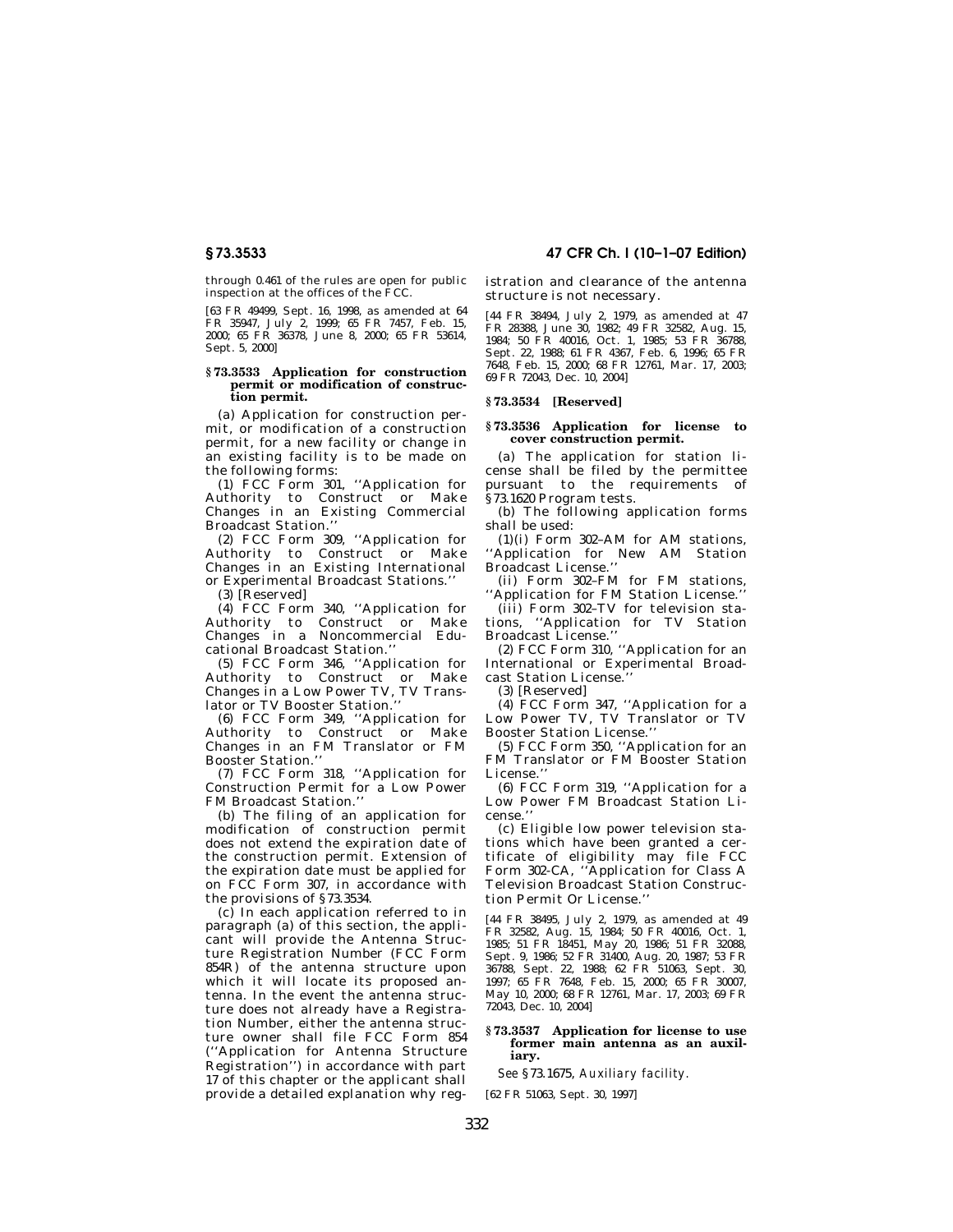through 0.461 of the rules are open for public inspection at the offices of the FCC.

[63 FR 49499, Sept. 16, 1998, as amended at 64 FR 35947, July 2, 1999; 65 FR 7457, Feb. 15, 2000; 65 FR 36378, June 8, 2000; 65 FR 53614, Sept. 5, 2000]

### § 73.3533 Application for construction permit or modification of construction permit.

(a) Application for construction permit, or modification of a construction permit, for a new facility or change in an existing facility is to be made on the following forms:

(1) FCC Form 301, ''Application for Authority to Construct or Make Changes in an Existing Commercial Broadcast Station.''

(2) FCC Form 309, ''Application for Authority to Construct or Make Changes in an Existing International or Experimental Broadcast Stations.''

(3) [Reserved]

(4) FCC Form 340, ''Application for Authority to Construct or Make Changes in a Noncommercial Educational Broadcast Station.''

(5) FCC Form 346, ''Application for Authority to Construct or Make Changes in a Low Power TV, TV Translator or TV Booster Station.''

(6) FCC Form 349, ''Application for Authority to Construct or Make Changes in an FM Translator or FM Booster Station.''

(7) FCC Form 318, ''Application for Construction Permit for a Low Power FM Broadcast Station.''

(b) The filing of an application for modification of construction permit does not extend the expiration date of the construction permit. Extension of the expiration date must be applied for on FCC Form 307, in accordance with the provisions of § 73.3534.

(c) In each application referred to in paragraph (a) of this section, the applicant will provide the Antenna Structure Registration Number (FCC Form 854R) of the antenna structure upon which it will locate its proposed antenna. In the event the antenna structure does not already have a Registration Number, either the antenna structure owner shall file FCC Form 854 (''Application for Antenna Structure Registration'') in accordance with part 17 of this chapter or the applicant shall provide a detailed explanation why registration and clearance of the antenna structure is not necessary.

[44 FR 38494, July 2, 1979, as amended at 47 FR 28388, June 30, 1982; 49 FR 32582, Aug. 15, 1984; 50 FR 40016, Oct. 1, 1985; 53 FR 36788, Sept. 22, 1988; 61 FR 4367, Feb. 6, 1996; 65 FR 7648, Feb. 15, 2000; 68 FR 12761, Mar. 17, 2003; 69 FR 72043, Dec. 10, 2004]

### § 73.3534 [Reserved]

### § 73.3536 Application for license to cover construction permit.

(a) The application for station license shall be filed by the permittee pursuant to the requirements of § 73.1620 Program tests.

(b) The following application forms shall be used:

(1)(i) Form 302–AM for AM stations, ''Application for New AM Station Broadcast License.''

(ii) Form 302–FM for FM stations, ''Application for FM Station License.''

(iii) Form 302–TV for television stations, ''Application for TV Station Broadcast License.''

(2) FCC Form 310, ''Application for an International or Experimental Broadcast Station License.''

(3) [Reserved]

(4) FCC Form 347, ''Application for a Low Power TV, TV Translator or TV Booster Station License.''

(5) FCC Form 350, ''Application for an FM Translator or FM Booster Station License.''

(6) FCC Form 319, ''Application for a Low Power FM Broadcast Station License.''

(c) Eligible low power television stations which have been granted a certificate of eligibility may file FCC Form 302-CA, ''Application for Class A Television Broadcast Station Construction Permit Or License.''

[44 FR 38495, July 2, 1979, as amended at 49 FR 32582, Aug. 15, 1984; 50 FR 40016, Oct. 1, 1985; 51 FR 18451, May 20, 1986; 51 FR 32088, Sept. 9, 1986; 52 FR 31400, Aug. 20, 1987; 53 FR 36788, Sept. 22, 1988; 62 FR 51063, Sept. 30, 1997; 65 FR 7648, Feb. 15, 2000; 65 FR 30007, May 10, 2000; 68 FR 12761, Mar. 17, 2003; 69 FR 72043, Dec. 10, 2004]

### § 73.3537 Application for license to use former main antenna as an auxiliary.

*See* § 73.1675, *Auxiliary facility.*

[62 FR 51063, Sept. 30, 1997]